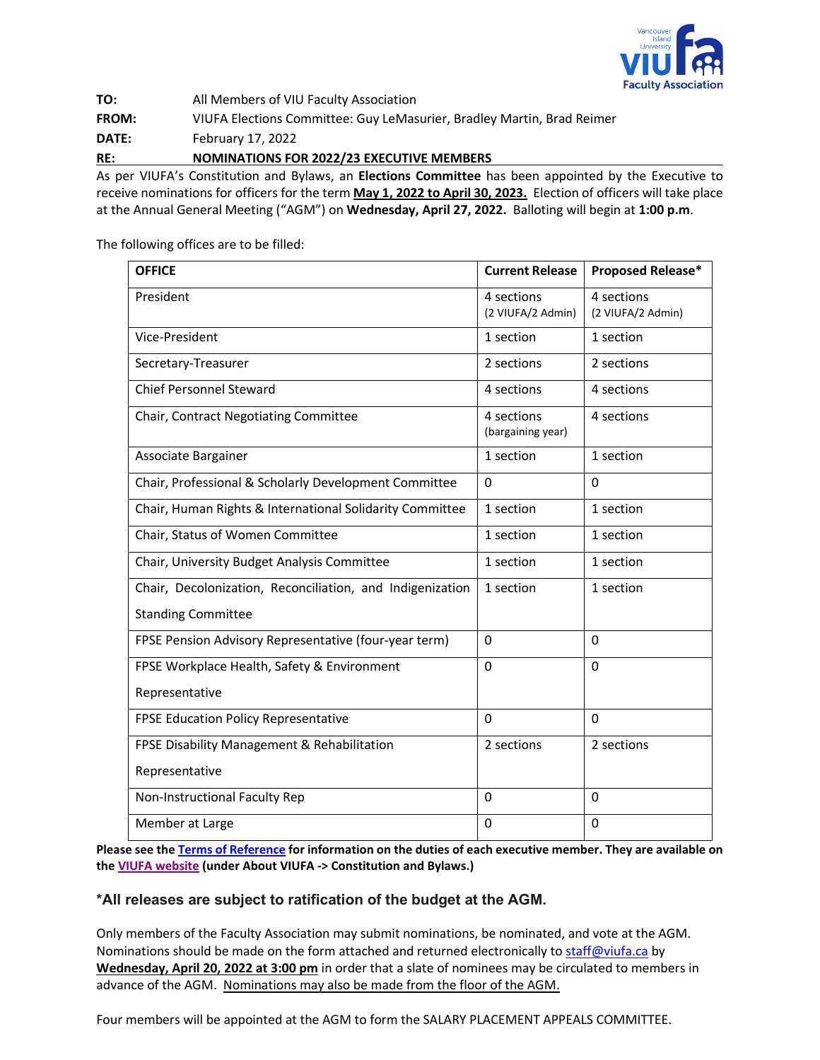**TO:** All Members of VIU Faculty Association

**FROM:** VIUFA Elections Committee: Guy LeMasurier, Bradley Martin, Brad Reimer

**DATE:** February 17, 2022

**RE:** **NOMINATIONS FOR 2022/23 EXECUTIVE MEMBERS**

As per VIUFA's Constitution and Bylaws, an **Elections Committee** has been appointed by the Executive to receive nominations for officers for the term **May 1, 2022 to April 30, 2023.** Election of officers will take place at the Annual General Meeting ("AGM") on **Wednesday, April 27, 2022.** Balloting will begin at **1:00 p.m**.

The following offices are to be filled:

| OFFICE | Current Release | Proposed Release* |
|---|---|---|
| President | 4 sections (2 VIUFA/2 Admin) | 4 sections (2 VIUFA/2 Admin) |
| Vice-President | 1 section | 1 section |
| Secretary-Treasurer | 2 sections | 2 sections |
| Chief Personnel Steward | 4 sections | 4 sections |
| Chair, Contract Negotiating Committee | 4 sections (bargaining year) | 4 sections |
| Associate Bargainer | 1 section | 1 section |
| Chair, Professional & Scholarly Development Committee | 0 | 0 |
| Chair, Human Rights & International Solidarity Committee | 1 section | 1 section |
| Chair, Status of Women Committee | 1 section | 1 section |
| Chair, University Budget Analysis Committee | 1 section | 1 section |
| Chair, Decolonization, Reconciliation, and Indigenization Standing Committee | 1 section | 1 section |
| FPSE Pension Advisory Representative (four-year term) | 0 | 0 |
| FPSE Workplace Health, Safety & Environment Representative | 0 | 0 |
| FPSE Education Policy Representative | 0 | 0 |
| FPSE Disability Management & Rehabilitation Representative | 2 sections | 2 sections |
| Non-Instructional Faculty Rep | 0 | 0 |
| Member at Large | 0 | 0 |

**Please see the Terms of Reference for information on the duties of each executive member. They are available on the VIUFA website (under About VIUFA -> Constitution and Bylaws.)**

### *All releases are subject to ratification of the budget at the AGM.

Only members of the Faculty Association may submit nominations, be nominated, and vote at the AGM. Nominations should be made on the form attached and returned electronically to staff@viufa.ca by **Wednesday, April 20, 2022 at 3:00 pm** in order that a slate of nominees may be circulated to members in advance of the AGM. Nominations may also be made from the floor of the AGM.

Four members will be appointed at the AGM to form the SALARY PLACEMENT APPEALS COMMITTEE.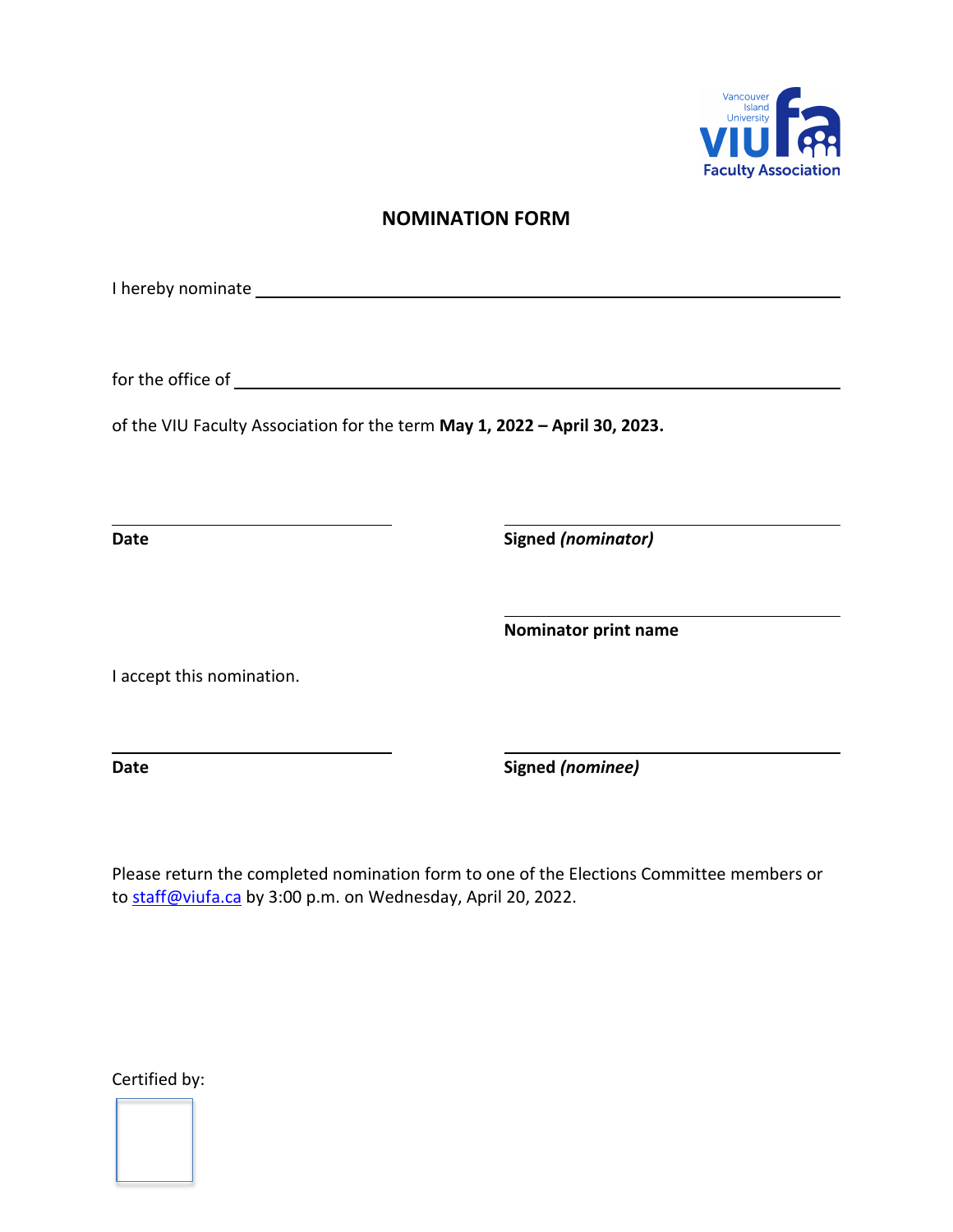# NOMINATION FORM

I hereby nominate ______________________________________________

for the office of ______________________________________________

of the VIU Faculty Association for the term **May 1, 2022 – April 30, 2023.**

| | |
|---|---|
| ______________________ | ______________________ |
| **Date** | **Signed *(nominator)*** |
| | ______________________ |
| | **Nominator print name** |

I accept this nomination.

| | |
|---|---|
| ______________________ | ______________________ |
| **Date** | **Signed *(nominee)*** |

Please return the completed nomination form to one of the Elections Committee members or to staff@viufa.ca by 3:00 p.m. on Wednesday, April 20, 2022.

Certified by: